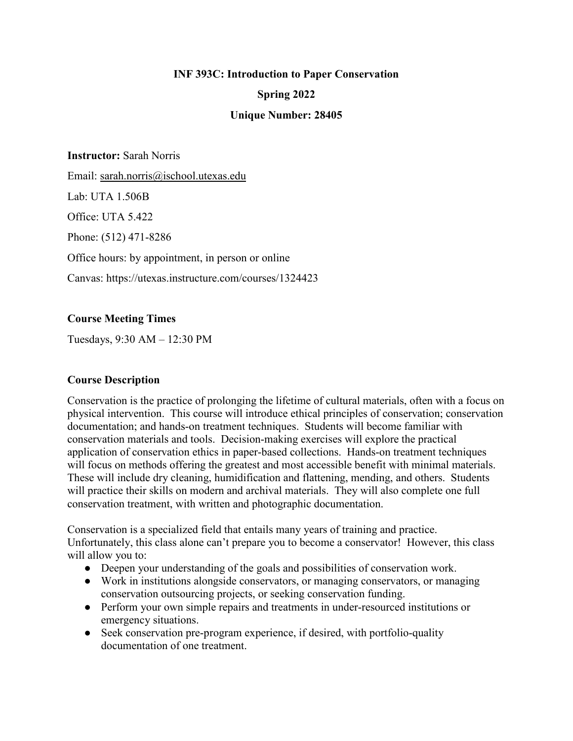# INF 393C: Introduction to Paper Conservation

## Spring 2022

## Unique Number: 28405

**Instructor:** Sarah Norris

Email: sarah.norris@ischool.utexas.edu

Lab: UTA 1.506B

Office: UTA 5.422

Phone: (512) 471-8286

Office hours: by appointment, in person or online

Canvas: https://utexas.instructure.com/courses/1324423

**Course Meeting Times**

Tuesdays, 9:30 AM – 12:30 PM

**Course Description**

Conservation is the practice of prolonging the lifetime of cultural materials, often with a focus on physical intervention. This course will introduce ethical principles of conservation; conservation documentation; and hands-on treatment techniques. Students will become familiar with conservation materials and tools. Decision-making exercises will explore the practical application of conservation ethics in paper-based collections. Hands-on treatment techniques will focus on methods offering the greatest and most accessible benefit with minimal materials. These will include dry cleaning, humidification and flattening, mending, and others. Students will practice their skills on modern and archival materials. They will also complete one full conservation treatment, with written and photographic documentation.

Conservation is a specialized field that entails many years of training and practice. Unfortunately, this class alone can't prepare you to become a conservator! However, this class will allow you to:

- Deepen your understanding of the goals and possibilities of conservation work.
- Work in institutions alongside conservators, or managing conservators, or managing conservation outsourcing projects, or seeking conservation funding.
- Perform your own simple repairs and treatments in under-resourced institutions or emergency situations.
- Seek conservation pre-program experience, if desired, with portfolio-quality documentation of one treatment.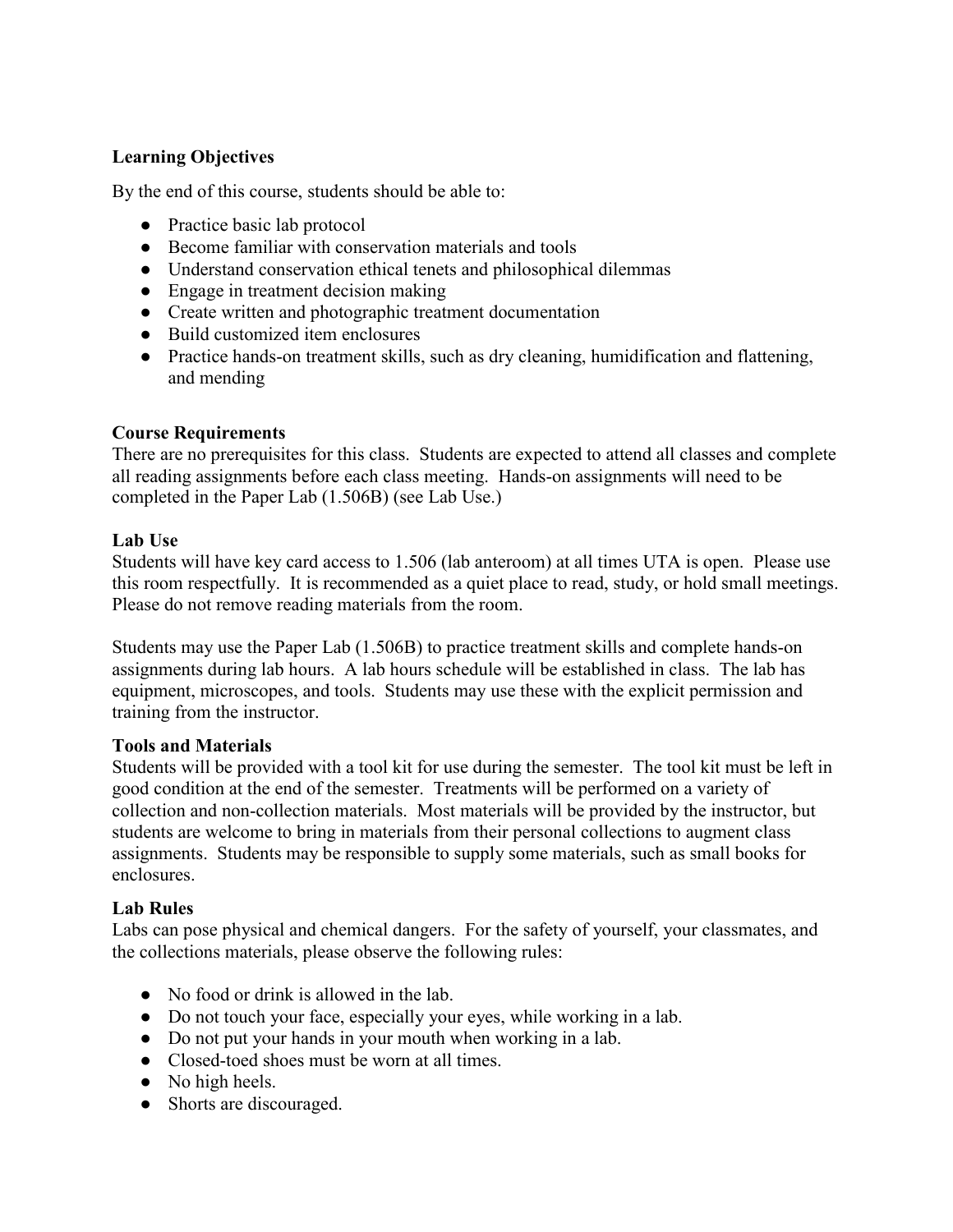**Learning Objectives**

By the end of this course, students should be able to:

- Practice basic lab protocol
- Become familiar with conservation materials and tools
- Understand conservation ethical tenets and philosophical dilemmas
- Engage in treatment decision making
- Create written and photographic treatment documentation
- Build customized item enclosures
- Practice hands-on treatment skills, such as dry cleaning, humidification and flattening, and mending

**Course Requirements**

There are no prerequisites for this class. Students are expected to attend all classes and complete all reading assignments before each class meeting. Hands-on assignments will need to be completed in the Paper Lab (1.506B) (see Lab Use.)

**Lab Use**

Students will have key card access to 1.506 (lab anteroom) at all times UTA is open. Please use this room respectfully. It is recommended as a quiet place to read, study, or hold small meetings. Please do not remove reading materials from the room.

Students may use the Paper Lab (1.506B) to practice treatment skills and complete hands-on assignments during lab hours. A lab hours schedule will be established in class. The lab has equipment, microscopes, and tools. Students may use these with the explicit permission and training from the instructor.

**Tools and Materials**

Students will be provided with a tool kit for use during the semester. The tool kit must be left in good condition at the end of the semester. Treatments will be performed on a variety of collection and non-collection materials. Most materials will be provided by the instructor, but students are welcome to bring in materials from their personal collections to augment class assignments. Students may be responsible to supply some materials, such as small books for enclosures.

**Lab Rules**

Labs can pose physical and chemical dangers. For the safety of yourself, your classmates, and the collections materials, please observe the following rules:

- No food or drink is allowed in the lab.
- Do not touch your face, especially your eyes, while working in a lab.
- Do not put your hands in your mouth when working in a lab.
- Closed-toed shoes must be worn at all times.
- No high heels.
- Shorts are discouraged.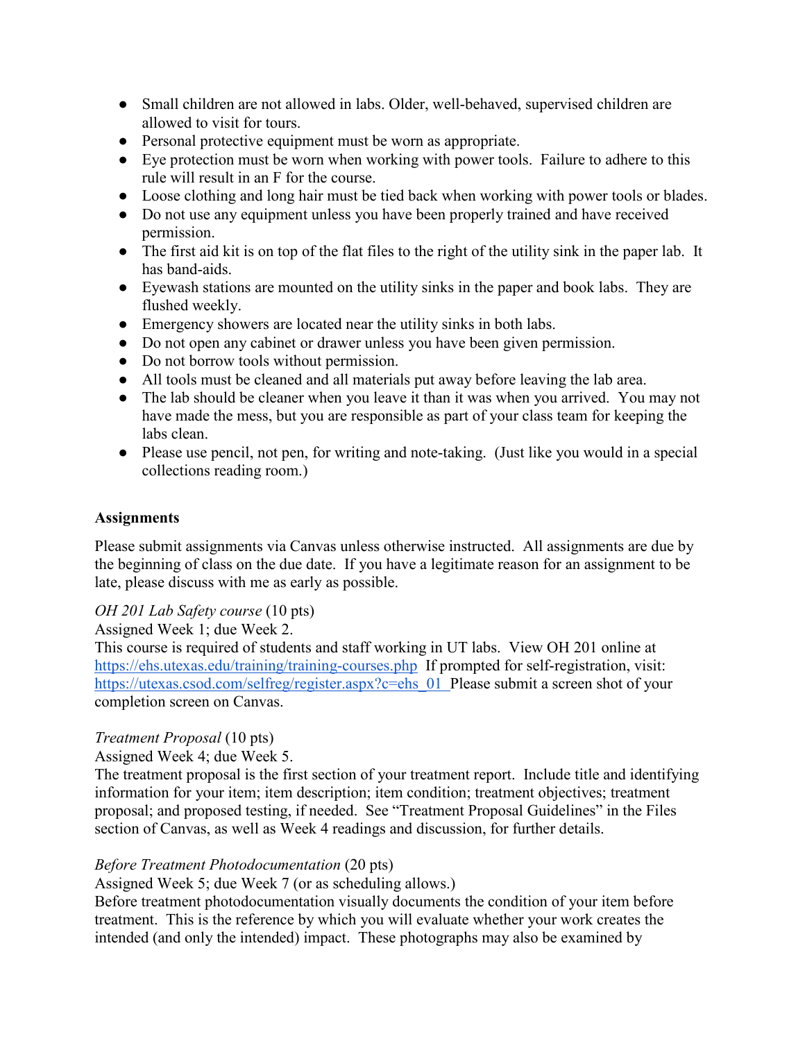- Small children are not allowed in labs. Older, well-behaved, supervised children are allowed to visit for tours.
- Personal protective equipment must be worn as appropriate.
- Eye protection must be worn when working with power tools. Failure to adhere to this rule will result in an F for the course.
- Loose clothing and long hair must be tied back when working with power tools or blades.
- Do not use any equipment unless you have been properly trained and have received permission.
- The first aid kit is on top of the flat files to the right of the utility sink in the paper lab. It has band-aids.
- Eyewash stations are mounted on the utility sinks in the paper and book labs. They are flushed weekly.
- Emergency showers are located near the utility sinks in both labs.
- Do not open any cabinet or drawer unless you have been given permission.
- Do not borrow tools without permission.
- All tools must be cleaned and all materials put away before leaving the lab area.
- The lab should be cleaner when you leave it than it was when you arrived. You may not have made the mess, but you are responsible as part of your class team for keeping the labs clean.
- Please use pencil, not pen, for writing and note-taking. (Just like you would in a special collections reading room.)

**Assignments**

Please submit assignments via Canvas unless otherwise instructed. All assignments are due by the beginning of class on the due date. If you have a legitimate reason for an assignment to be late, please discuss with me as early as possible.

*OH 201 Lab Safety course* (10 pts)
Assigned Week 1; due Week 2.
This course is required of students and staff working in UT labs. View OH 201 online at https://ehs.utexas.edu/training/training-courses.php If prompted for self-registration, visit: https://utexas.csod.com/selfreg/register.aspx?c=ehs_01 Please submit a screen shot of your completion screen on Canvas.

*Treatment Proposal* (10 pts)
Assigned Week 4; due Week 5.
The treatment proposal is the first section of your treatment report. Include title and identifying information for your item; item description; item condition; treatment objectives; treatment proposal; and proposed testing, if needed. See "Treatment Proposal Guidelines" in the Files section of Canvas, as well as Week 4 readings and discussion, for further details.

*Before Treatment Photodocumentation* (20 pts)
Assigned Week 5; due Week 7 (or as scheduling allows.)
Before treatment photodocumentation visually documents the condition of your item before treatment. This is the reference by which you will evaluate whether your work creates the intended (and only the intended) impact. These photographs may also be examined by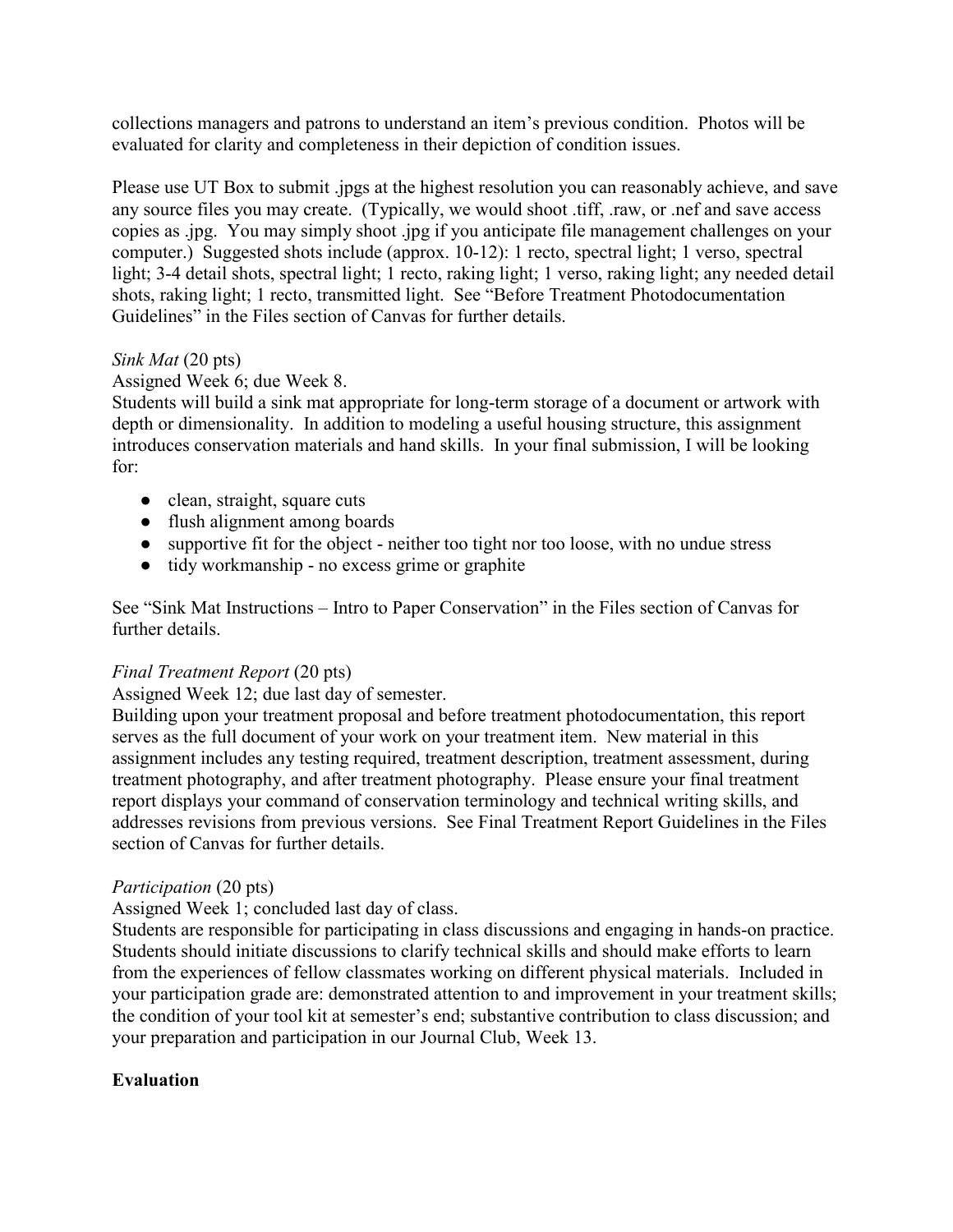collections managers and patrons to understand an item's previous condition. Photos will be evaluated for clarity and completeness in their depiction of condition issues.

Please use UT Box to submit .jpgs at the highest resolution you can reasonably achieve, and save any source files you may create. (Typically, we would shoot .tiff, .raw, or .nef and save access copies as .jpg. You may simply shoot .jpg if you anticipate file management challenges on your computer.) Suggested shots include (approx. 10-12): 1 recto, spectral light; 1 verso, spectral light; 3-4 detail shots, spectral light; 1 recto, raking light; 1 verso, raking light; any needed detail shots, raking light; 1 recto, transmitted light. See "Before Treatment Photodocumentation Guidelines" in the Files section of Canvas for further details.

*Sink Mat* (20 pts)

Assigned Week 6; due Week 8.

Students will build a sink mat appropriate for long-term storage of a document or artwork with depth or dimensionality. In addition to modeling a useful housing structure, this assignment introduces conservation materials and hand skills. In your final submission, I will be looking for:

- clean, straight, square cuts
- flush alignment among boards
- supportive fit for the object - neither too tight nor too loose, with no undue stress
- tidy workmanship - no excess grime or graphite

See "Sink Mat Instructions – Intro to Paper Conservation" in the Files section of Canvas for further details.

*Final Treatment Report* (20 pts)

Assigned Week 12; due last day of semester.

Building upon your treatment proposal and before treatment photodocumentation, this report serves as the full document of your work on your treatment item. New material in this assignment includes any testing required, treatment description, treatment assessment, during treatment photography, and after treatment photography. Please ensure your final treatment report displays your command of conservation terminology and technical writing skills, and addresses revisions from previous versions. See Final Treatment Report Guidelines in the Files section of Canvas for further details.

*Participation* (20 pts)

Assigned Week 1; concluded last day of class.

Students are responsible for participating in class discussions and engaging in hands-on practice. Students should initiate discussions to clarify technical skills and should make efforts to learn from the experiences of fellow classmates working on different physical materials. Included in your participation grade are: demonstrated attention to and improvement in your treatment skills; the condition of your tool kit at semester's end; substantive contribution to class discussion; and your preparation and participation in our Journal Club, Week 13.

**Evaluation**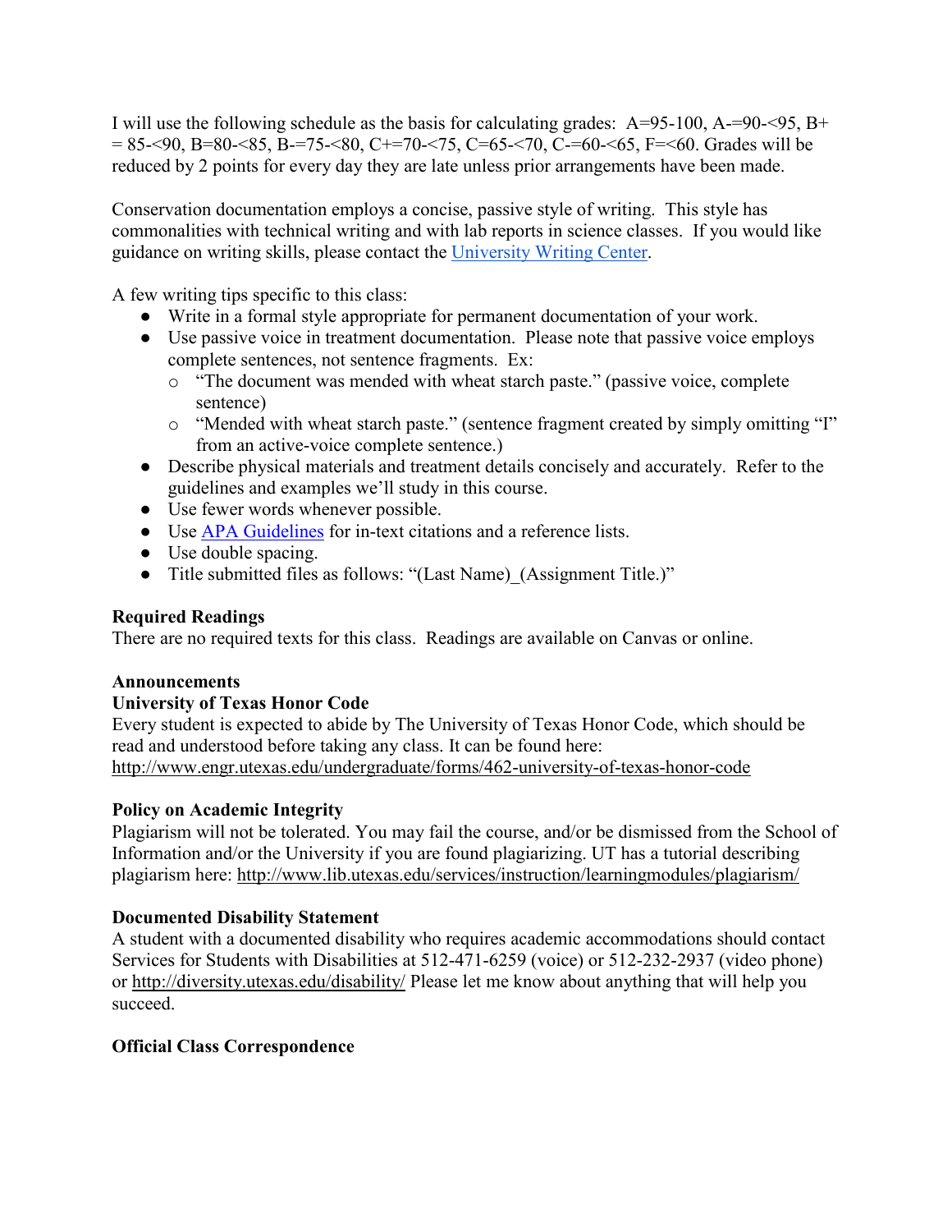I will use the following schedule as the basis for calculating grades: A=95-100, A-=90-<95, B+ = 85-<90, B=80-<85, B-=75-<80, C+=70-<75, C=65-<70, C-=60-<65, F=<60. Grades will be reduced by 2 points for every day they are late unless prior arrangements have been made.

Conservation documentation employs a concise, passive style of writing. This style has commonalities with technical writing and with lab reports in science classes. If you would like guidance on writing skills, please contact the [University Writing Center](#).

A few writing tips specific to this class:

- Write in a formal style appropriate for permanent documentation of your work.
- Use passive voice in treatment documentation. Please note that passive voice employs complete sentences, not sentence fragments. Ex:
  - "The document was mended with wheat starch paste." (passive voice, complete sentence)
  - "Mended with wheat starch paste." (sentence fragment created by simply omitting "I" from an active-voice complete sentence.)
- Describe physical materials and treatment details concisely and accurately. Refer to the guidelines and examples we'll study in this course.
- Use fewer words whenever possible.
- Use [APA Guidelines](#) for in-text citations and a reference lists.
- Use double spacing.
- Title submitted files as follows: "(Last Name)_(Assignment Title.)"

**Required Readings**
There are no required texts for this class. Readings are available on Canvas or online.

**Announcements**

**University of Texas Honor Code**
Every student is expected to abide by The University of Texas Honor Code, which should be read and understood before taking any class. It can be found here: http://www.engr.utexas.edu/undergraduate/forms/462-university-of-texas-honor-code

**Policy on Academic Integrity**
Plagiarism will not be tolerated. You may fail the course, and/or be dismissed from the School of Information and/or the University if you are found plagiarizing. UT has a tutorial describing plagiarism here: http://www.lib.utexas.edu/services/instruction/learningmodules/plagiarism/

**Documented Disability Statement**
A student with a documented disability who requires academic accommodations should contact Services for Students with Disabilities at 512-471-6259 (voice) or 512-232-2937 (video phone) or http://diversity.utexas.edu/disability/ Please let me know about anything that will help you succeed.

**Official Class Correspondence**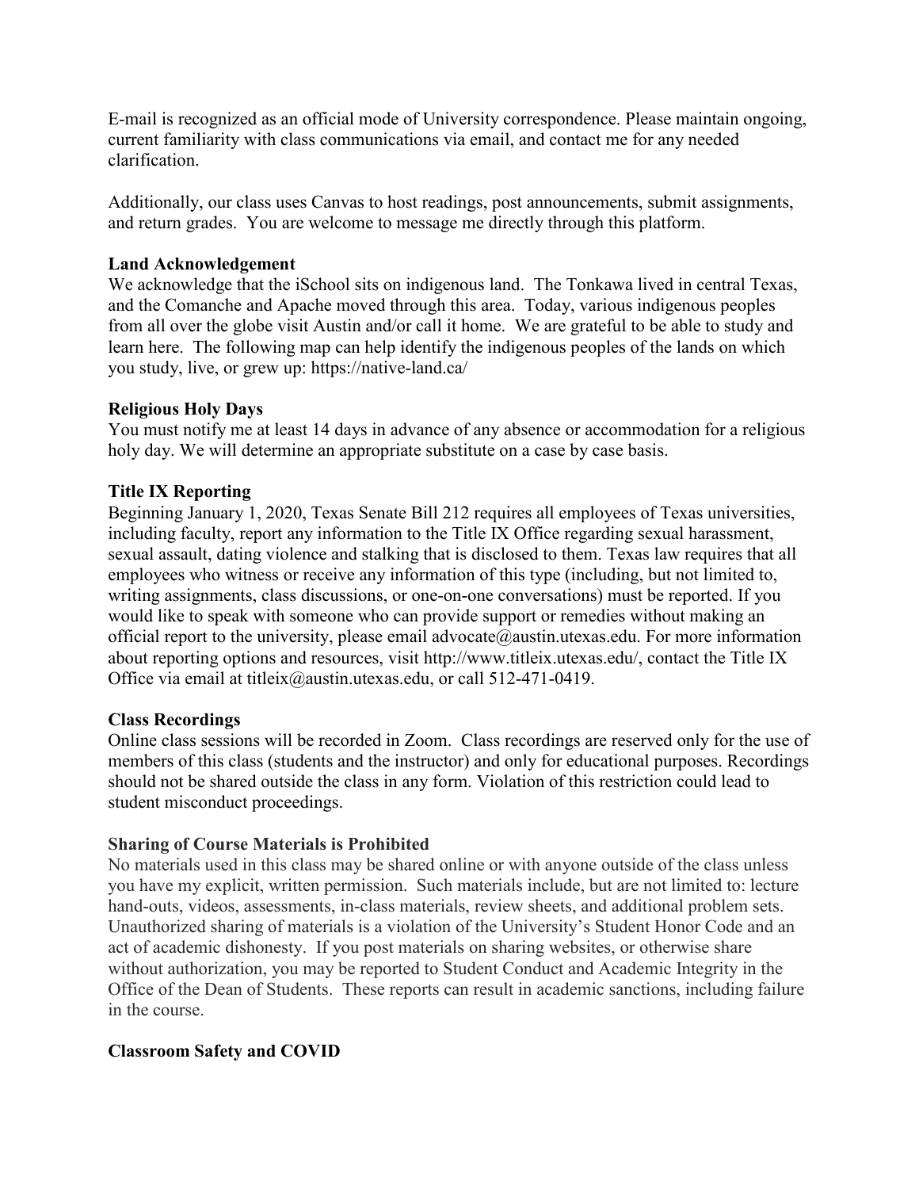E-mail is recognized as an official mode of University correspondence. Please maintain ongoing, current familiarity with class communications via email, and contact me for any needed clarification.

Additionally, our class uses Canvas to host readings, post announcements, submit assignments, and return grades. You are welcome to message me directly through this platform.

**Land Acknowledgement**

We acknowledge that the iSchool sits on indigenous land. The Tonkawa lived in central Texas, and the Comanche and Apache moved through this area. Today, various indigenous peoples from all over the globe visit Austin and/or call it home. We are grateful to be able to study and learn here. The following map can help identify the indigenous peoples of the lands on which you study, live, or grew up: https://native-land.ca/

**Religious Holy Days**

You must notify me at least 14 days in advance of any absence or accommodation for a religious holy day. We will determine an appropriate substitute on a case by case basis.

**Title IX Reporting**

Beginning January 1, 2020, Texas Senate Bill 212 requires all employees of Texas universities, including faculty, report any information to the Title IX Office regarding sexual harassment, sexual assault, dating violence and stalking that is disclosed to them. Texas law requires that all employees who witness or receive any information of this type (including, but not limited to, writing assignments, class discussions, or one-on-one conversations) must be reported. If you would like to speak with someone who can provide support or remedies without making an official report to the university, please email advocate@austin.utexas.edu. For more information about reporting options and resources, visit http://www.titleix.utexas.edu/, contact the Title IX Office via email at titleix@austin.utexas.edu, or call 512-471-0419.

**Class Recordings**

Online class sessions will be recorded in Zoom. Class recordings are reserved only for the use of members of this class (students and the instructor) and only for educational purposes. Recordings should not be shared outside the class in any form. Violation of this restriction could lead to student misconduct proceedings.

**Sharing of Course Materials is Prohibited**

No materials used in this class may be shared online or with anyone outside of the class unless you have my explicit, written permission. Such materials include, but are not limited to: lecture hand-outs, videos, assessments, in-class materials, review sheets, and additional problem sets. Unauthorized sharing of materials is a violation of the University's Student Honor Code and an act of academic dishonesty. If you post materials on sharing websites, or otherwise share without authorization, you may be reported to Student Conduct and Academic Integrity in the Office of the Dean of Students. These reports can result in academic sanctions, including failure in the course.

**Classroom Safety and COVID**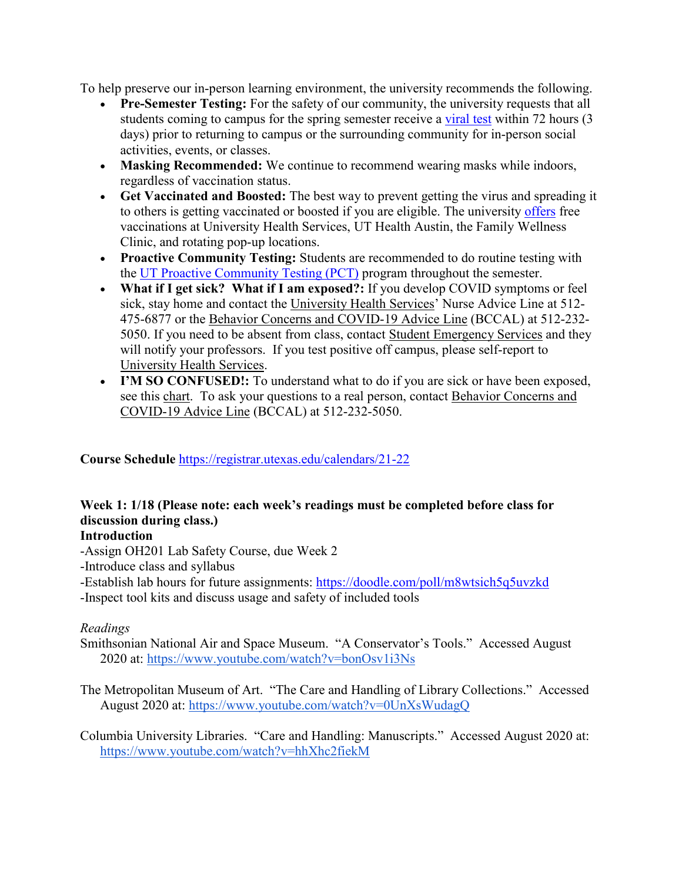To help preserve our in-person learning environment, the university recommends the following.

- **Pre-Semester Testing:** For the safety of our community, the university requests that all students coming to campus for the spring semester receive a viral test within 72 hours (3 days) prior to returning to campus or the surrounding community for in-person social activities, events, or classes.
- **Masking Recommended:** We continue to recommend wearing masks while indoors, regardless of vaccination status.
- **Get Vaccinated and Boosted:** The best way to prevent getting the virus and spreading it to others is getting vaccinated or boosted if you are eligible. The university offers free vaccinations at University Health Services, UT Health Austin, the Family Wellness Clinic, and rotating pop-up locations.
- **Proactive Community Testing:** Students are recommended to do routine testing with the UT Proactive Community Testing (PCT) program throughout the semester.
- **What if I get sick? What if I am exposed?:** If you develop COVID symptoms or feel sick, stay home and contact the University Health Services' Nurse Advice Line at 512-475-6877 or the Behavior Concerns and COVID-19 Advice Line (BCCAL) at 512-232-5050. If you need to be absent from class, contact Student Emergency Services and they will notify your professors. If you test positive off campus, please self-report to University Health Services.
- **I'M SO CONFUSED!:** To understand what to do if you are sick or have been exposed, see this chart. To ask your questions to a real person, contact Behavior Concerns and COVID-19 Advice Line (BCCAL) at 512-232-5050.

**Course Schedule** https://registrar.utexas.edu/calendars/21-22

**Week 1: 1/18 (Please note: each week's readings must be completed before class for discussion during class.)**
**Introduction**

-Assign OH201 Lab Safety Course, due Week 2
-Introduce class and syllabus
-Establish lab hours for future assignments: https://doodle.com/poll/m8wtsich5q5uvzkd
-Inspect tool kits and discuss usage and safety of included tools

*Readings*

Smithsonian National Air and Space Museum. "A Conservator's Tools." Accessed August 2020 at: https://www.youtube.com/watch?v=bonOsv1i3Ns

The Metropolitan Museum of Art. "The Care and Handling of Library Collections." Accessed August 2020 at: https://www.youtube.com/watch?v=0UnXsWudagQ

Columbia University Libraries. "Care and Handling: Manuscripts." Accessed August 2020 at: https://www.youtube.com/watch?v=hhXhc2fiekM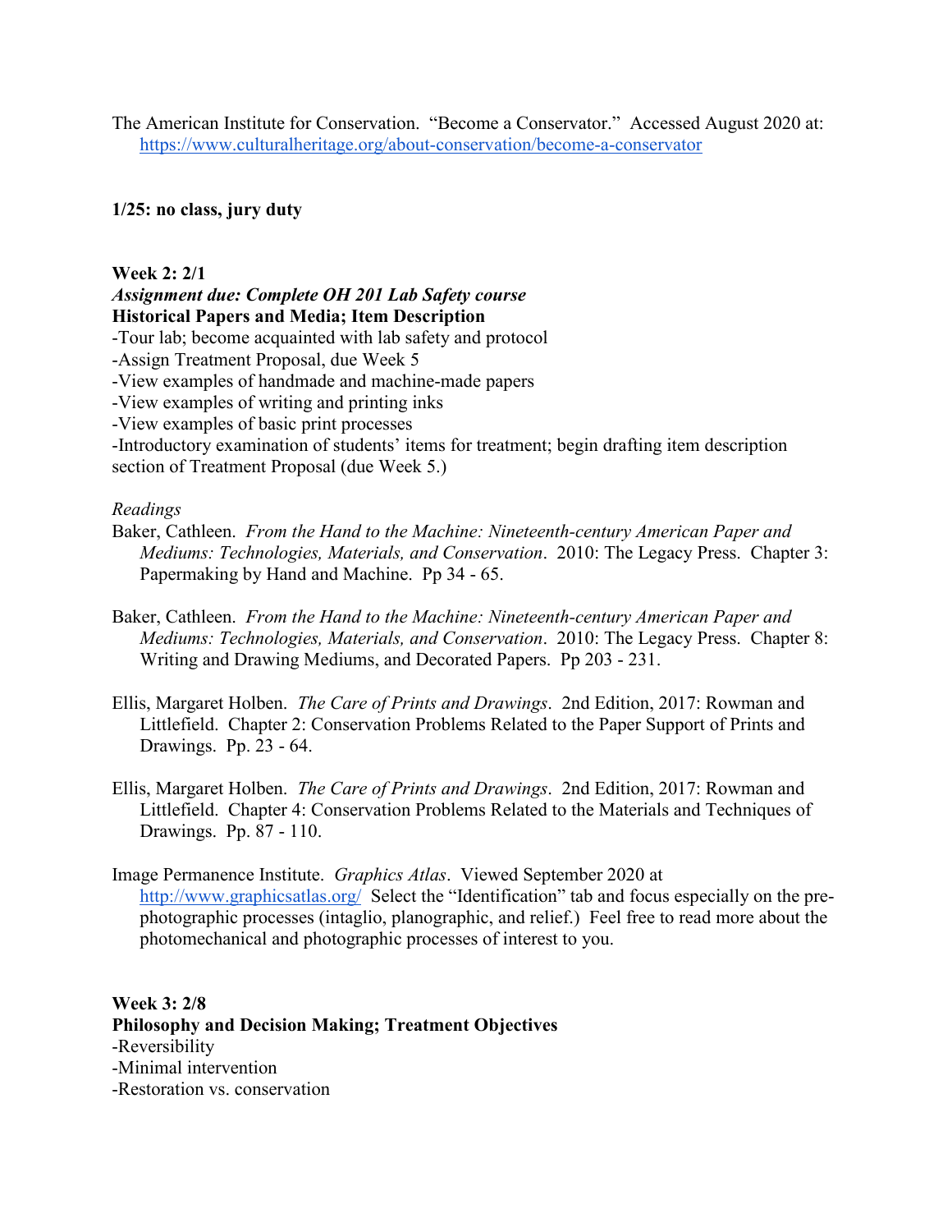The American Institute for Conservation. "Become a Conservator." Accessed August 2020 at: [https://www.culturalheritage.org/about-conservation/become-a-conservator](https://www.culturalheritage.org/about-conservation/become-a-conservator)

**1/25: no class, jury duty**

**Week 2: 2/1**
***Assignment due: Complete OH 201 Lab Safety course***
**Historical Papers and Media; Item Description**
-Tour lab; become acquainted with lab safety and protocol
-Assign Treatment Proposal, due Week 5
-View examples of handmade and machine-made papers
-View examples of writing and printing inks
-View examples of basic print processes
-Introductory examination of students' items for treatment; begin drafting item description section of Treatment Proposal (due Week 5.)

*Readings*

Baker, Cathleen. *From the Hand to the Machine: Nineteenth-century American Paper and Mediums: Technologies, Materials, and Conservation*. 2010: The Legacy Press. Chapter 3: Papermaking by Hand and Machine. Pp 34 - 65.

Baker, Cathleen. *From the Hand to the Machine: Nineteenth-century American Paper and Mediums: Technologies, Materials, and Conservation*. 2010: The Legacy Press. Chapter 8: Writing and Drawing Mediums, and Decorated Papers. Pp 203 - 231.

Ellis, Margaret Holben. *The Care of Prints and Drawings*. 2nd Edition, 2017: Rowman and Littlefield. Chapter 2: Conservation Problems Related to the Paper Support of Prints and Drawings. Pp. 23 - 64.

Ellis, Margaret Holben. *The Care of Prints and Drawings*. 2nd Edition, 2017: Rowman and Littlefield. Chapter 4: Conservation Problems Related to the Materials and Techniques of Drawings. Pp. 87 - 110.

Image Permanence Institute. *Graphics Atlas*. Viewed September 2020 at [http://www.graphicsatlas.org/](http://www.graphicsatlas.org/) Select the "Identification" tab and focus especially on the pre-photographic processes (intaglio, planographic, and relief.) Feel free to read more about the photomechanical and photographic processes of interest to you.

**Week 3: 2/8**
**Philosophy and Decision Making; Treatment Objectives**
-Reversibility
-Minimal intervention
-Restoration vs. conservation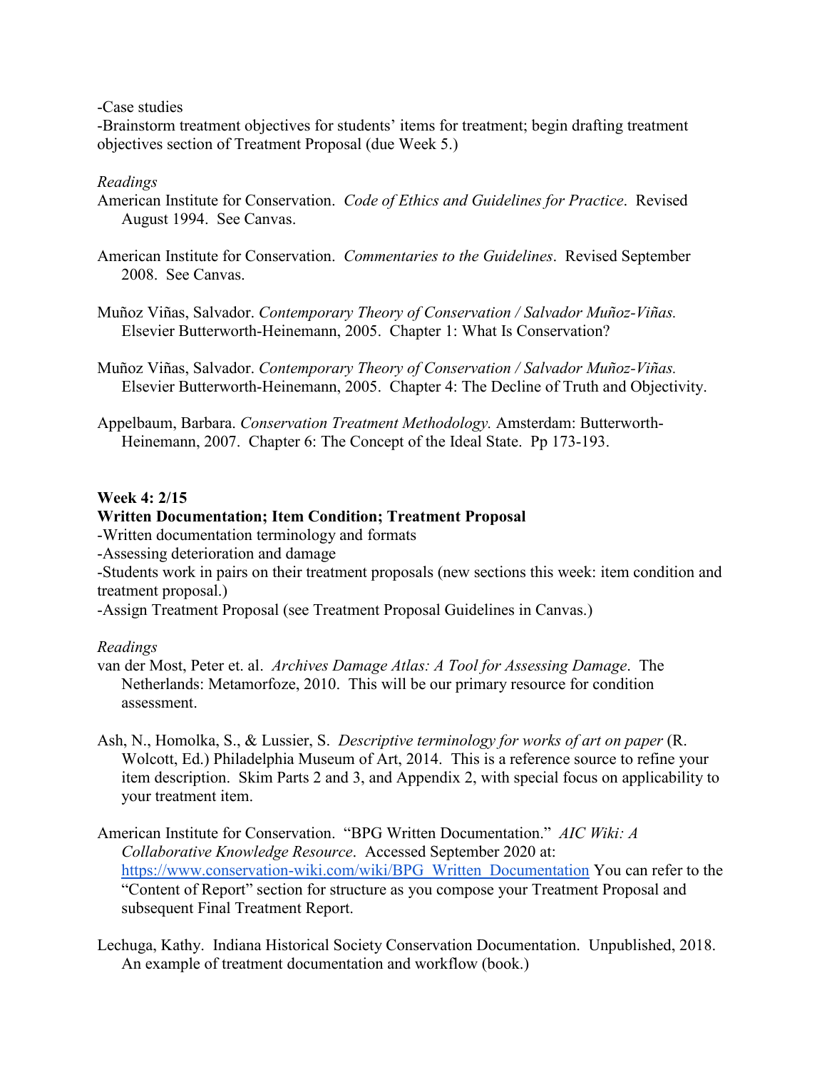-Case studies
-Brainstorm treatment objectives for students' items for treatment; begin drafting treatment objectives section of Treatment Proposal (due Week 5.)

*Readings*

American Institute for Conservation. *Code of Ethics and Guidelines for Practice*. Revised August 1994. See Canvas.

American Institute for Conservation. *Commentaries to the Guidelines*. Revised September 2008. See Canvas.

Muñoz Viñas, Salvador. *Contemporary Theory of Conservation / Salvador Muñoz-Viñas.* Elsevier Butterworth-Heinemann, 2005. Chapter 1: What Is Conservation?

Muñoz Viñas, Salvador. *Contemporary Theory of Conservation / Salvador Muñoz-Viñas.* Elsevier Butterworth-Heinemann, 2005. Chapter 4: The Decline of Truth and Objectivity.

Appelbaum, Barbara. *Conservation Treatment Methodology.* Amsterdam: Butterworth-Heinemann, 2007. Chapter 6: The Concept of the Ideal State. Pp 173-193.

**Week 4: 2/15**

**Written Documentation; Item Condition; Treatment Proposal**

-Written documentation terminology and formats
-Assessing deterioration and damage
-Students work in pairs on their treatment proposals (new sections this week: item condition and treatment proposal.)
-Assign Treatment Proposal (see Treatment Proposal Guidelines in Canvas.)

*Readings*

van der Most, Peter et. al. *Archives Damage Atlas: A Tool for Assessing Damage*. The Netherlands: Metamorfoze, 2010. This will be our primary resource for condition assessment.

Ash, N., Homolka, S., & Lussier, S. *Descriptive terminology for works of art on paper* (R. Wolcott, Ed.) Philadelphia Museum of Art, 2014. This is a reference source to refine your item description. Skim Parts 2 and 3, and Appendix 2, with special focus on applicability to your treatment item.

American Institute for Conservation. "BPG Written Documentation." *AIC Wiki: A Collaborative Knowledge Resource*. Accessed September 2020 at: [https://www.conservation-wiki.com/wiki/BPG_Written_Documentation](https://www.conservation-wiki.com/wiki/BPG_Written_Documentation) You can refer to the "Content of Report" section for structure as you compose your Treatment Proposal and subsequent Final Treatment Report.

Lechuga, Kathy. Indiana Historical Society Conservation Documentation. Unpublished, 2018. An example of treatment documentation and workflow (book.)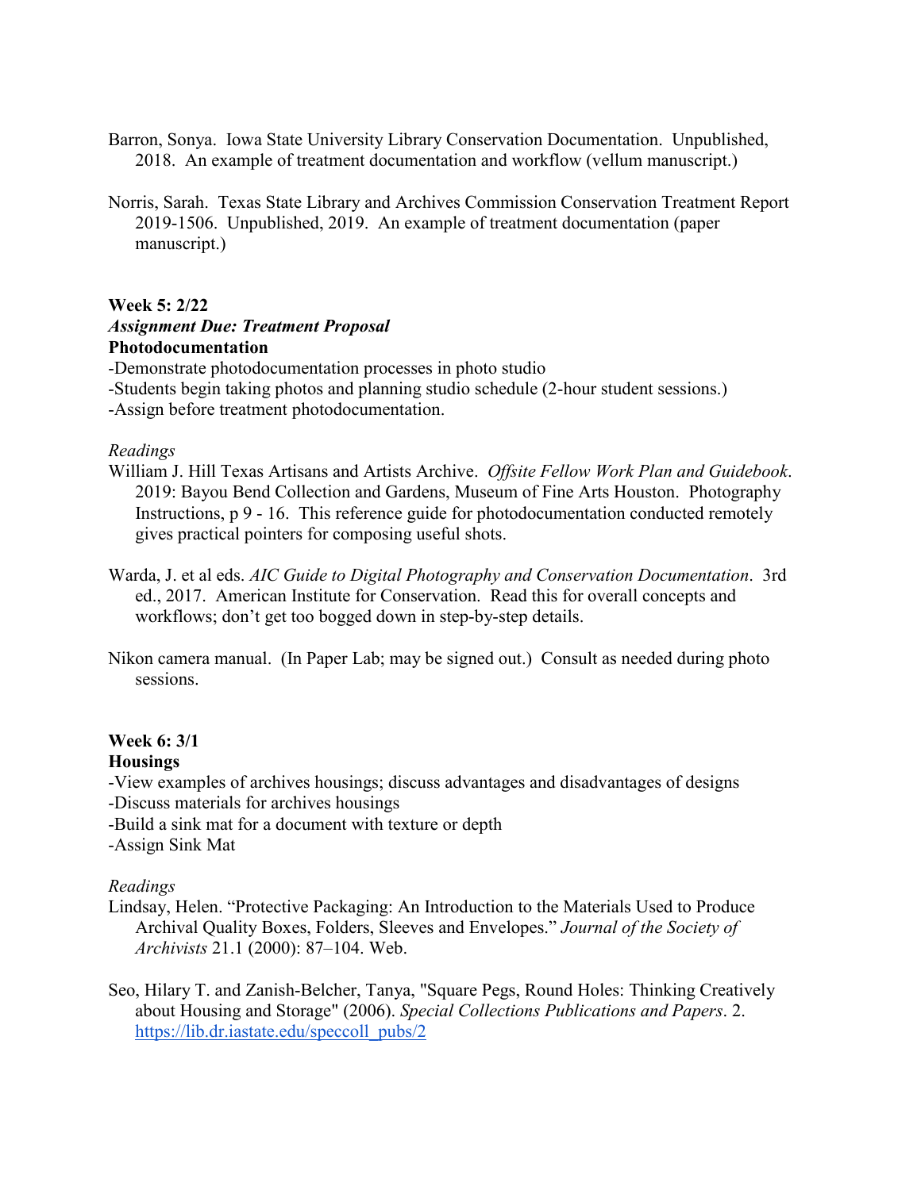Barron, Sonya. Iowa State University Library Conservation Documentation. Unpublished, 2018. An example of treatment documentation and workflow (vellum manuscript.)

Norris, Sarah. Texas State Library and Archives Commission Conservation Treatment Report 2019-1506. Unpublished, 2019. An example of treatment documentation (paper manuscript.)

**Week 5: 2/22**
***Assignment Due: Treatment Proposal***
**Photodocumentation**

-Demonstrate photodocumentation processes in photo studio
-Students begin taking photos and planning studio schedule (2-hour student sessions.)
-Assign before treatment photodocumentation.

*Readings*

William J. Hill Texas Artisans and Artists Archive. *Offsite Fellow Work Plan and Guidebook*. 2019: Bayou Bend Collection and Gardens, Museum of Fine Arts Houston. Photography Instructions, p 9 - 16. This reference guide for photodocumentation conducted remotely gives practical pointers for composing useful shots.

Warda, J. et al eds. *AIC Guide to Digital Photography and Conservation Documentation*. 3rd ed., 2017. American Institute for Conservation. Read this for overall concepts and workflows; don't get too bogged down in step-by-step details.

Nikon camera manual. (In Paper Lab; may be signed out.) Consult as needed during photo sessions.

**Week 6: 3/1**
**Housings**

-View examples of archives housings; discuss advantages and disadvantages of designs
-Discuss materials for archives housings
-Build a sink mat for a document with texture or depth
-Assign Sink Mat

*Readings*

Lindsay, Helen. "Protective Packaging: An Introduction to the Materials Used to Produce Archival Quality Boxes, Folders, Sleeves and Envelopes." *Journal of the Society of Archivists* 21.1 (2000): 87–104. Web.

Seo, Hilary T. and Zanish-Belcher, Tanya, "Square Pegs, Round Holes: Thinking Creatively about Housing and Storage" (2006). *Special Collections Publications and Papers*. 2. https://lib.dr.iastate.edu/speccoll_pubs/2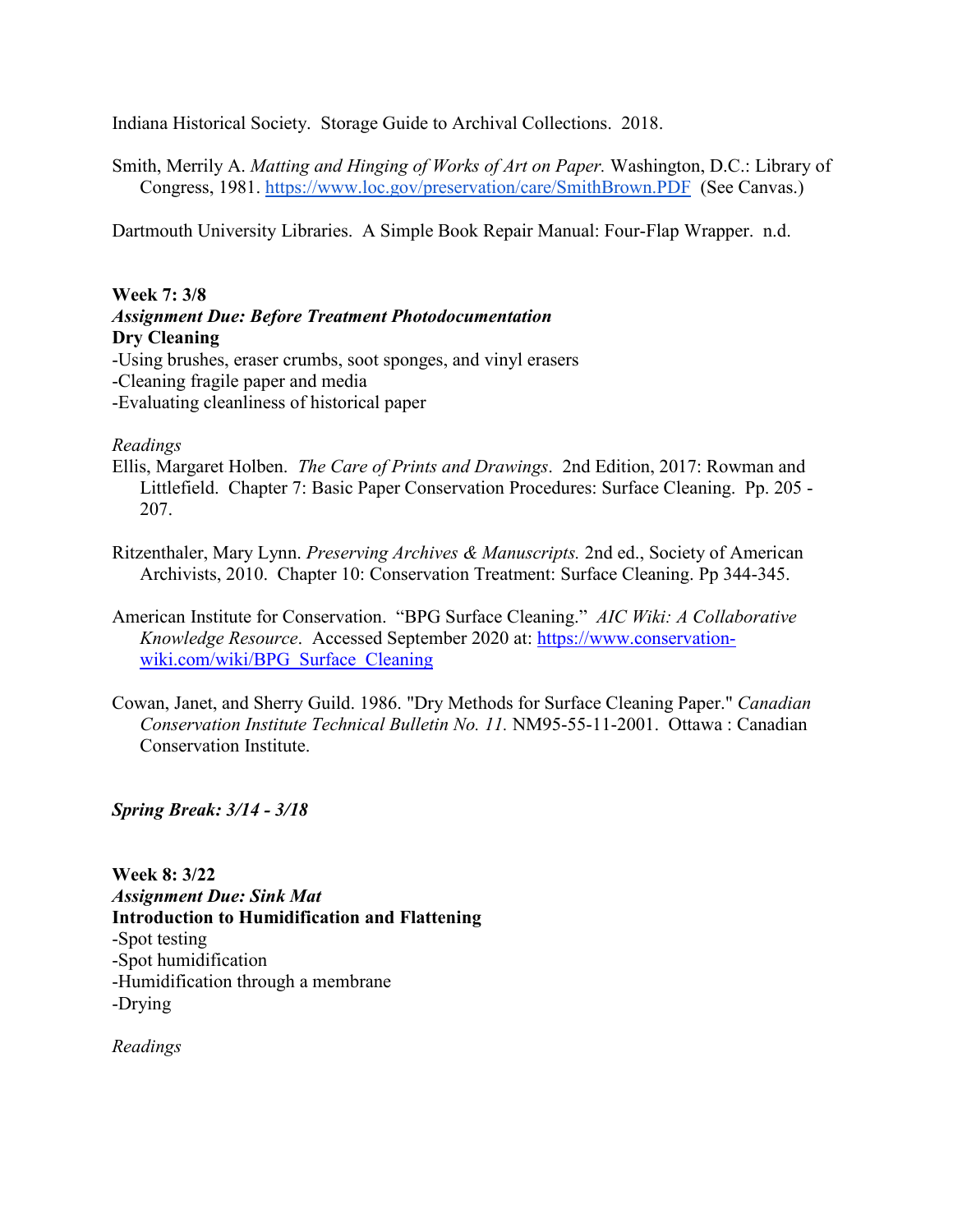Indiana Historical Society. Storage Guide to Archival Collections. 2018.

Smith, Merrily A. *Matting and Hinging of Works of Art on Paper.* Washington, D.C.: Library of Congress, 1981. https://www.loc.gov/preservation/care/SmithBrown.PDF (See Canvas.)

Dartmouth University Libraries. A Simple Book Repair Manual: Four-Flap Wrapper. n.d.

**Week 7: 3/8**
***Assignment Due: Before Treatment Photodocumentation***
**Dry Cleaning**
-Using brushes, eraser crumbs, soot sponges, and vinyl erasers
-Cleaning fragile paper and media
-Evaluating cleanliness of historical paper

*Readings*

Ellis, Margaret Holben. *The Care of Prints and Drawings*. 2nd Edition, 2017: Rowman and Littlefield. Chapter 7: Basic Paper Conservation Procedures: Surface Cleaning. Pp. 205 - 207.

Ritzenthaler, Mary Lynn. *Preserving Archives & Manuscripts.* 2nd ed., Society of American Archivists, 2010. Chapter 10: Conservation Treatment: Surface Cleaning. Pp 344-345.

American Institute for Conservation. "BPG Surface Cleaning." *AIC Wiki: A Collaborative Knowledge Resource*. Accessed September 2020 at: https://www.conservation-wiki.com/wiki/BPG_Surface_Cleaning

Cowan, Janet, and Sherry Guild. 1986. "Dry Methods for Surface Cleaning Paper." *Canadian Conservation Institute Technical Bulletin No. 11.* NM95-55-11-2001. Ottawa : Canadian Conservation Institute.

***Spring Break: 3/14 - 3/18***

**Week 8: 3/22**
***Assignment Due: Sink Mat***
**Introduction to Humidification and Flattening**
-Spot testing
-Spot humidification
-Humidification through a membrane
-Drying

*Readings*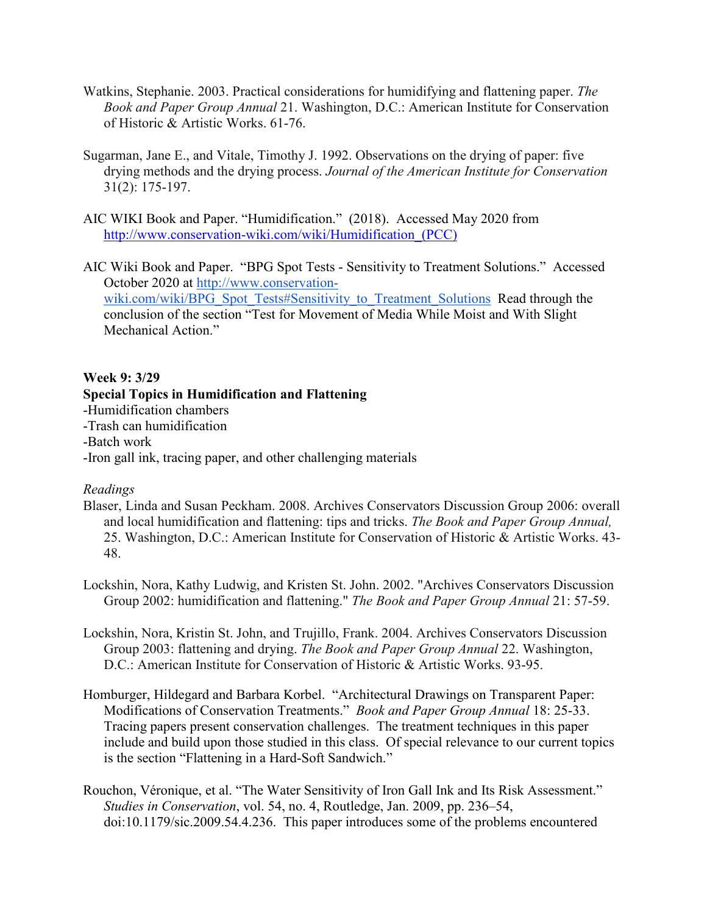Watkins, Stephanie. 2003. Practical considerations for humidifying and flattening paper. *The Book and Paper Group Annual* 21. Washington, D.C.: American Institute for Conservation of Historic & Artistic Works. 61-76.

Sugarman, Jane E., and Vitale, Timothy J. 1992. Observations on the drying of paper: five drying methods and the drying process. *Journal of the American Institute for Conservation* 31(2): 175-197.

AIC WIKI Book and Paper. "Humidification." (2018). Accessed May 2020 from [http://www.conservation-wiki.com/wiki/Humidification_(PCC)](http://www.conservation-wiki.com/wiki/Humidification_(PCC))

AIC Wiki Book and Paper. "BPG Spot Tests - Sensitivity to Treatment Solutions." Accessed October 2020 at [http://www.conservation-wiki.com/wiki/BPG_Spot_Tests#Sensitivity_to_Treatment_Solutions](http://www.conservation-wiki.com/wiki/BPG_Spot_Tests#Sensitivity_to_Treatment_Solutions) Read through the conclusion of the section "Test for Movement of Media While Moist and With Slight Mechanical Action."

**Week 9: 3/29**

**Special Topics in Humidification and Flattening**

-Humidification chambers
-Trash can humidification
-Batch work
-Iron gall ink, tracing paper, and other challenging materials

*Readings*

Blaser, Linda and Susan Peckham. 2008. Archives Conservators Discussion Group 2006: overall and local humidification and flattening: tips and tricks. *The Book and Paper Group Annual,* 25. Washington, D.C.: American Institute for Conservation of Historic & Artistic Works. 43-48.

Lockshin, Nora, Kathy Ludwig, and Kristen St. John. 2002. "Archives Conservators Discussion Group 2002: humidification and flattening." *The Book and Paper Group Annual* 21: 57-59.

Lockshin, Nora, Kristin St. John, and Trujillo, Frank. 2004. Archives Conservators Discussion Group 2003: flattening and drying. *The Book and Paper Group Annual* 22. Washington, D.C.: American Institute for Conservation of Historic & Artistic Works. 93-95.

Homburger, Hildegard and Barbara Korbel. "Architectural Drawings on Transparent Paper: Modifications of Conservation Treatments." *Book and Paper Group Annual* 18: 25-33. Tracing papers present conservation challenges. The treatment techniques in this paper include and build upon those studied in this class. Of special relevance to our current topics is the section "Flattening in a Hard-Soft Sandwich."

Rouchon, Véronique, et al. "The Water Sensitivity of Iron Gall Ink and Its Risk Assessment." *Studies in Conservation*, vol. 54, no. 4, Routledge, Jan. 2009, pp. 236–54, doi:10.1179/sic.2009.54.4.236. This paper introduces some of the problems encountered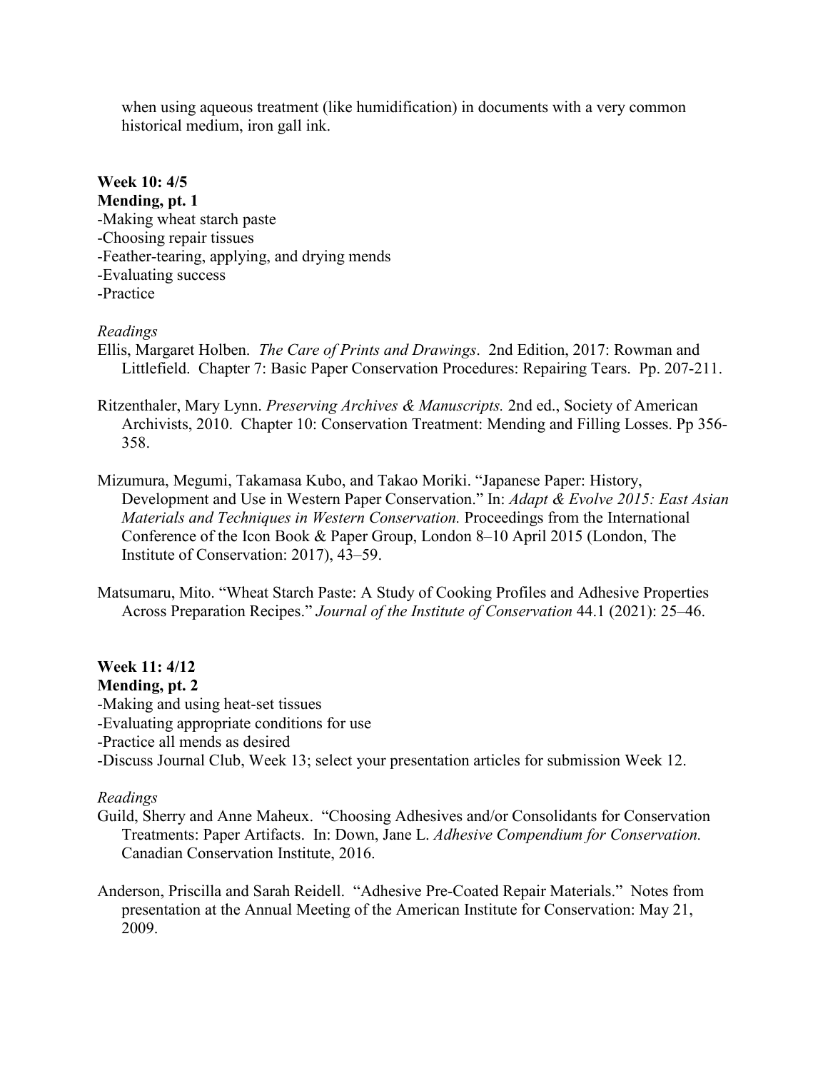when using aqueous treatment (like humidification) in documents with a very common historical medium, iron gall ink.

**Week 10: 4/5**
**Mending, pt. 1**

-Making wheat starch paste
-Choosing repair tissues
-Feather-tearing, applying, and drying mends
-Evaluating success
-Practice

*Readings*

Ellis, Margaret Holben. *The Care of Prints and Drawings*. 2nd Edition, 2017: Rowman and Littlefield. Chapter 7: Basic Paper Conservation Procedures: Repairing Tears. Pp. 207-211.

Ritzenthaler, Mary Lynn. *Preserving Archives & Manuscripts.* 2nd ed., Society of American Archivists, 2010. Chapter 10: Conservation Treatment: Mending and Filling Losses. Pp 356-358.

Mizumura, Megumi, Takamasa Kubo, and Takao Moriki. "Japanese Paper: History, Development and Use in Western Paper Conservation." In: *Adapt & Evolve 2015: East Asian Materials and Techniques in Western Conservation.* Proceedings from the International Conference of the Icon Book & Paper Group, London 8–10 April 2015 (London, The Institute of Conservation: 2017), 43–59.

Matsumaru, Mito. "Wheat Starch Paste: A Study of Cooking Profiles and Adhesive Properties Across Preparation Recipes." *Journal of the Institute of Conservation* 44.1 (2021): 25–46.

**Week 11: 4/12**
**Mending, pt. 2**

-Making and using heat-set tissues
-Evaluating appropriate conditions for use
-Practice all mends as desired
-Discuss Journal Club, Week 13; select your presentation articles for submission Week 12.

*Readings*

Guild, Sherry and Anne Maheux. "Choosing Adhesives and/or Consolidants for Conservation Treatments: Paper Artifacts. In: Down, Jane L. *Adhesive Compendium for Conservation.* Canadian Conservation Institute, 2016.

Anderson, Priscilla and Sarah Reidell. "Adhesive Pre-Coated Repair Materials." Notes from presentation at the Annual Meeting of the American Institute for Conservation: May 21, 2009.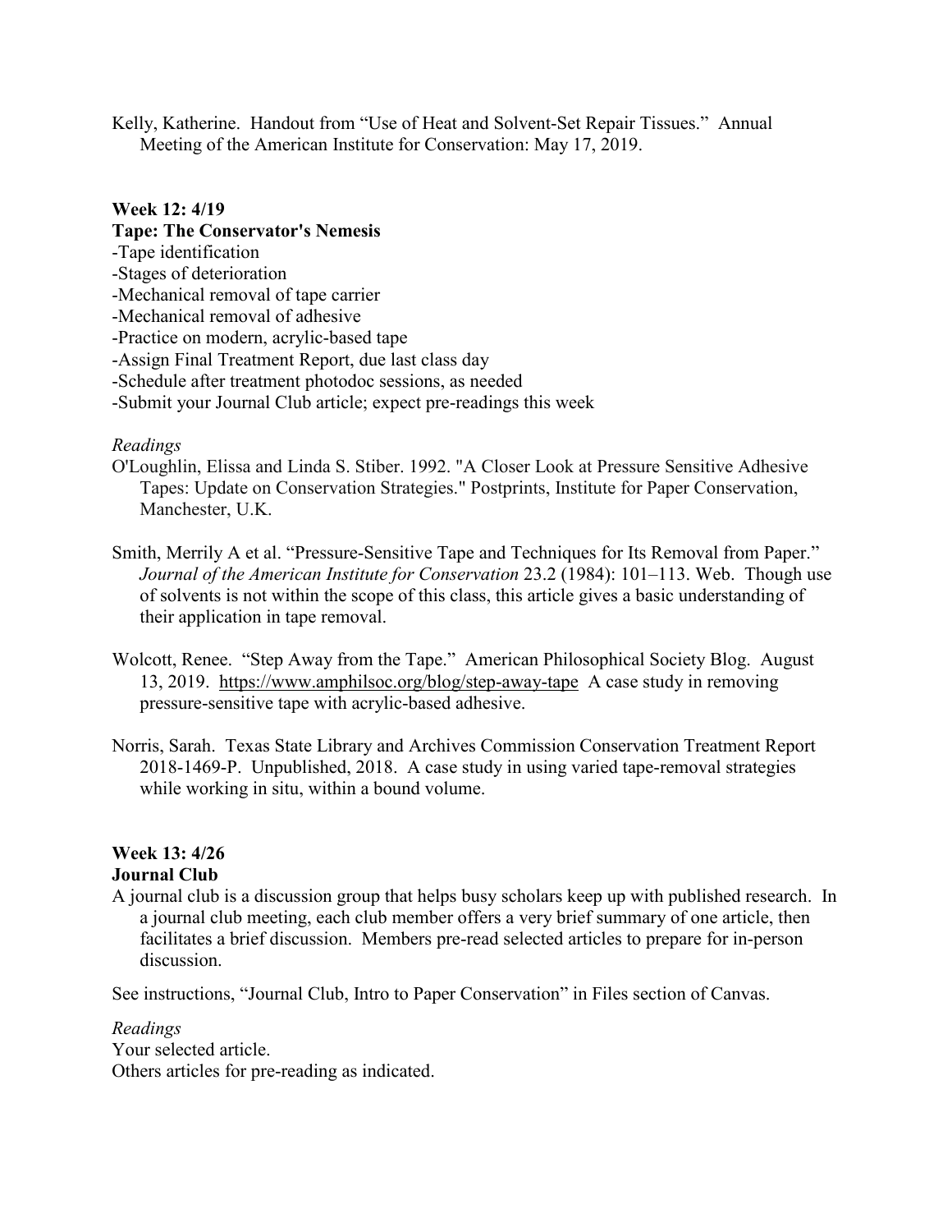Kelly, Katherine. Handout from "Use of Heat and Solvent-Set Repair Tissues." Annual Meeting of the American Institute for Conservation: May 17, 2019.

**Week 12: 4/19**
**Tape: The Conservator's Nemesis**

- Tape identification
- Stages of deterioration
- Mechanical removal of tape carrier
- Mechanical removal of adhesive
- Practice on modern, acrylic-based tape
- Assign Final Treatment Report, due last class day
- Schedule after treatment photodoc sessions, as needed
- Submit your Journal Club article; expect pre-readings this week

*Readings*

O'Loughlin, Elissa and Linda S. Stiber. 1992. "A Closer Look at Pressure Sensitive Adhesive Tapes: Update on Conservation Strategies." Postprints, Institute for Paper Conservation, Manchester, U.K.

Smith, Merrily A et al. "Pressure-Sensitive Tape and Techniques for Its Removal from Paper." *Journal of the American Institute for Conservation* 23.2 (1984): 101–113. Web. Though use of solvents is not within the scope of this class, this article gives a basic understanding of their application in tape removal.

Wolcott, Renee. "Step Away from the Tape." American Philosophical Society Blog. August 13, 2019. https://www.amphilsoc.org/blog/step-away-tape A case study in removing pressure-sensitive tape with acrylic-based adhesive.

Norris, Sarah. Texas State Library and Archives Commission Conservation Treatment Report 2018-1469-P. Unpublished, 2018. A case study in using varied tape-removal strategies while working in situ, within a bound volume.

**Week 13: 4/26**
**Journal Club**

A journal club is a discussion group that helps busy scholars keep up with published research. In a journal club meeting, each club member offers a very brief summary of one article, then facilitates a brief discussion. Members pre-read selected articles to prepare for in-person discussion.

See instructions, "Journal Club, Intro to Paper Conservation" in Files section of Canvas.

*Readings*

Your selected article.
Others articles for pre-reading as indicated.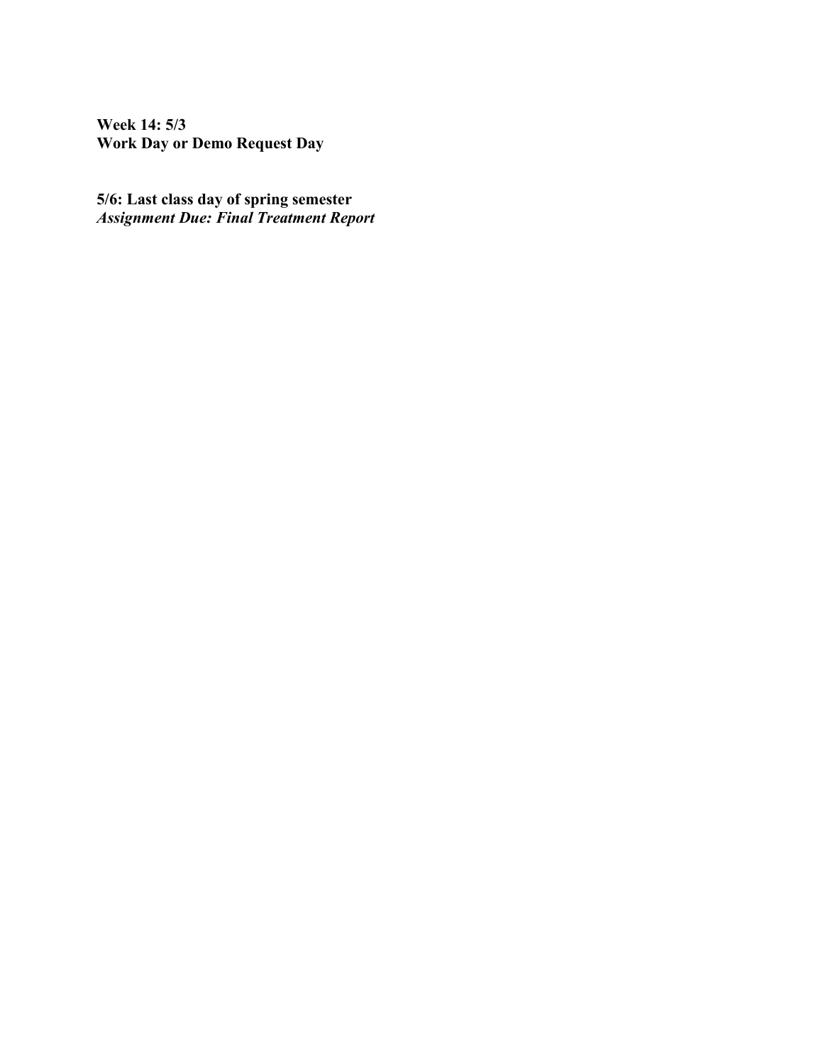**Week 14: 5/3**
**Work Day or Demo Request Day**

**5/6: Last class day of spring semester**
***Assignment Due: Final Treatment Report***